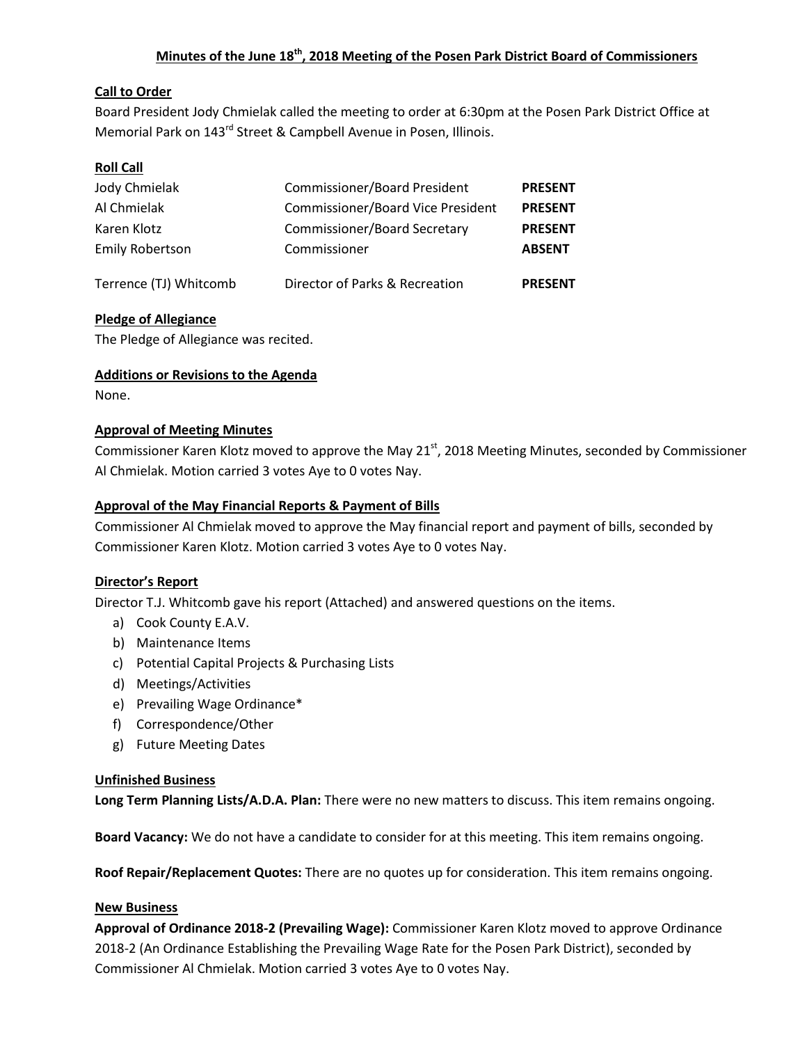# Minutes of the June 18th, 2018 Meeting of the Posen Park District Board of Commissioners

## Call to Order

Board President Jody Chmielak called the meeting to order at 6:30pm at the Posen Park District Office at Memorial Park on 143rd Street & Campbell Avenue in Posen, Illinois.

## Roll Call

| | | |
|---|---|---|
| Jody Chmielak | Commissioner/Board President | **PRESENT** |
| Al Chmielak | Commissioner/Board Vice President | **PRESENT** |
| Karen Klotz | Commissioner/Board Secretary | **PRESENT** |
| Emily Robertson | Commissioner | **ABSENT** |
| Terrence (TJ) Whitcomb | Director of Parks & Recreation | **PRESENT** |

## Pledge of Allegiance

The Pledge of Allegiance was recited.

## Additions or Revisions to the Agenda

None.

## Approval of Meeting Minutes

Commissioner Karen Klotz moved to approve the May 21st, 2018 Meeting Minutes, seconded by Commissioner Al Chmielak. Motion carried 3 votes Aye to 0 votes Nay.

## Approval of the May Financial Reports & Payment of Bills

Commissioner Al Chmielak moved to approve the May financial report and payment of bills, seconded by Commissioner Karen Klotz. Motion carried 3 votes Aye to 0 votes Nay.

## Director's Report

Director T.J. Whitcomb gave his report (Attached) and answered questions on the items.

a) Cook County E.A.V.
b) Maintenance Items
c) Potential Capital Projects & Purchasing Lists
d) Meetings/Activities
e) Prevailing Wage Ordinance*
f) Correspondence/Other
g) Future Meeting Dates

## Unfinished Business

**Long Term Planning Lists/A.D.A. Plan:** There were no new matters to discuss. This item remains ongoing.

**Board Vacancy:** We do not have a candidate to consider for at this meeting. This item remains ongoing.

**Roof Repair/Replacement Quotes:** There are no quotes up for consideration. This item remains ongoing.

## New Business

**Approval of Ordinance 2018-2 (Prevailing Wage):** Commissioner Karen Klotz moved to approve Ordinance 2018-2 (An Ordinance Establishing the Prevailing Wage Rate for the Posen Park District), seconded by Commissioner Al Chmielak. Motion carried 3 votes Aye to 0 votes Nay.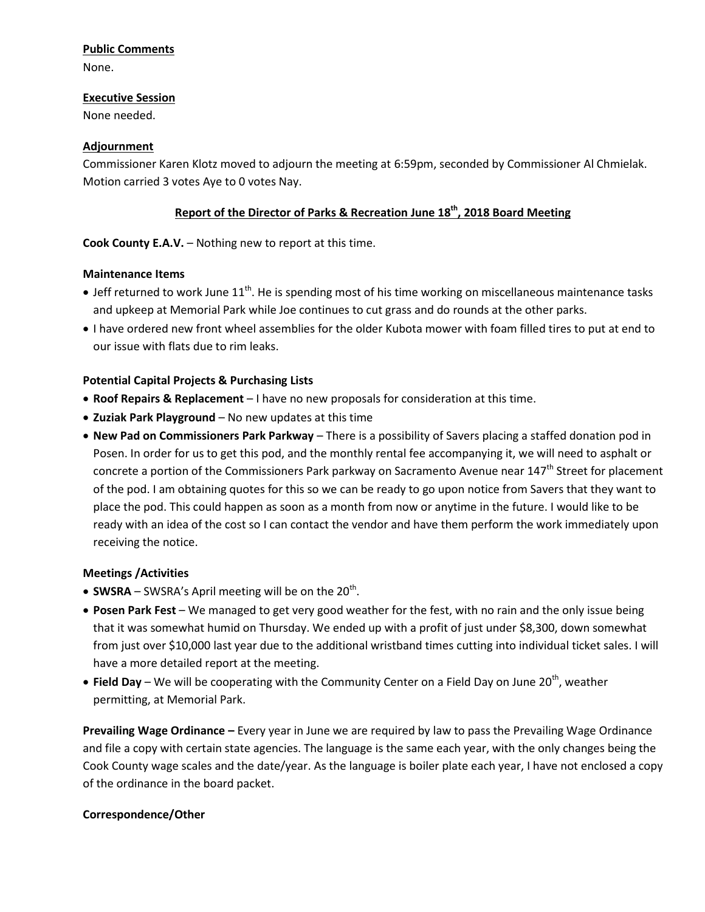**Public Comments**

None.

**Executive Session**

None needed.

**Adjournment**

Commissioner Karen Klotz moved to adjourn the meeting at 6:59pm, seconded by Commissioner Al Chmielak. Motion carried 3 votes Aye to 0 votes Nay.

## Report of the Director of Parks & Recreation June 18th, 2018 Board Meeting

**Cook County E.A.V.** – Nothing new to report at this time.

**Maintenance Items**

- Jeff returned to work June 11th. He is spending most of his time working on miscellaneous maintenance tasks and upkeep at Memorial Park while Joe continues to cut grass and do rounds at the other parks.
- I have ordered new front wheel assemblies for the older Kubota mower with foam filled tires to put at end to our issue with flats due to rim leaks.

**Potential Capital Projects & Purchasing Lists**

- **Roof Repairs & Replacement** – I have no new proposals for consideration at this time.
- **Zuziak Park Playground** – No new updates at this time
- **New Pad on Commissioners Park Parkway** – There is a possibility of Savers placing a staffed donation pod in Posen. In order for us to get this pod, and the monthly rental fee accompanying it, we will need to asphalt or concrete a portion of the Commissioners Park parkway on Sacramento Avenue near 147th Street for placement of the pod. I am obtaining quotes for this so we can be ready to go upon notice from Savers that they want to place the pod. This could happen as soon as a month from now or anytime in the future. I would like to be ready with an idea of the cost so I can contact the vendor and have them perform the work immediately upon receiving the notice.

**Meetings /Activities**

- **SWSRA** – SWSRA's April meeting will be on the 20th.
- **Posen Park Fest** – We managed to get very good weather for the fest, with no rain and the only issue being that it was somewhat humid on Thursday. We ended up with a profit of just under $8,300, down somewhat from just over $10,000 last year due to the additional wristband times cutting into individual ticket sales. I will have a more detailed report at the meeting.
- **Field Day** – We will be cooperating with the Community Center on a Field Day on June 20th, weather permitting, at Memorial Park.

**Prevailing Wage Ordinance –** Every year in June we are required by law to pass the Prevailing Wage Ordinance and file a copy with certain state agencies. The language is the same each year, with the only changes being the Cook County wage scales and the date/year. As the language is boiler plate each year, I have not enclosed a copy of the ordinance in the board packet.

**Correspondence/Other**